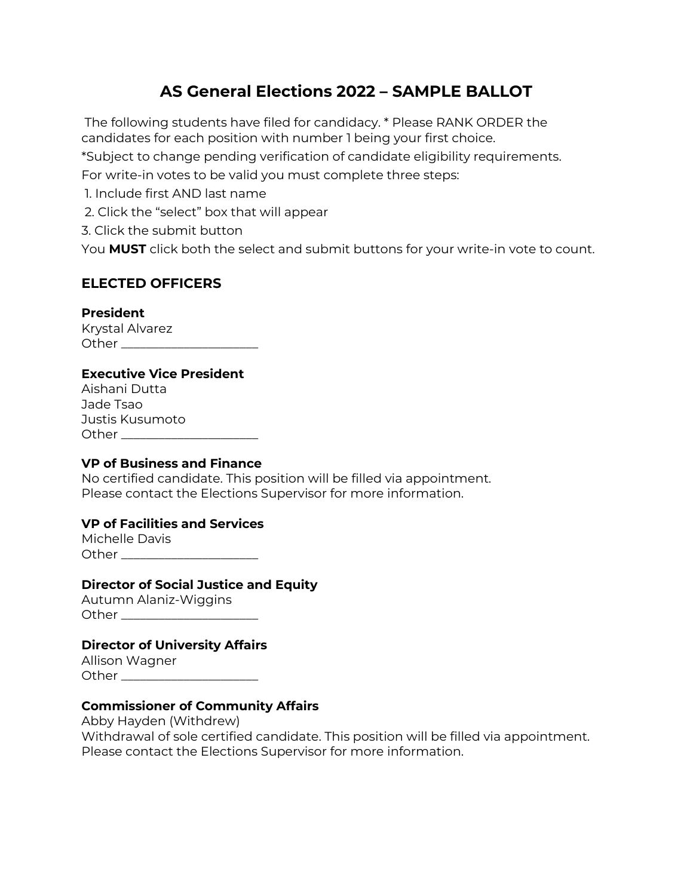# AS General Elections 2022 – SAMPLE BALLOT

The following students have filed for candidacy. * Please RANK ORDER the candidates for each position with number 1 being your first choice.

*Subject to change pending verification of candidate eligibility requirements.

For write-in votes to be valid you must complete three steps:

1. Include first AND last name
2. Click the "select" box that will appear
3. Click the submit button

You **MUST** click both the select and submit buttons for your write-in vote to count.

## ELECTED OFFICERS

**President**
Krystal Alvarez
Other ____________________

**Executive Vice President**
Aishani Dutta
Jade Tsao
Justis Kusumoto
Other ____________________

**VP of Business and Finance**
No certified candidate. This position will be filled via appointment.
Please contact the Elections Supervisor for more information.

**VP of Facilities and Services**
Michelle Davis
Other ____________________

**Director of Social Justice and Equity**
Autumn Alaniz-Wiggins
Other ____________________

**Director of University Affairs**
Allison Wagner
Other ____________________

**Commissioner of Community Affairs**
Abby Hayden (Withdrew)
Withdrawal of sole certified candidate. This position will be filled via appointment.
Please contact the Elections Supervisor for more information.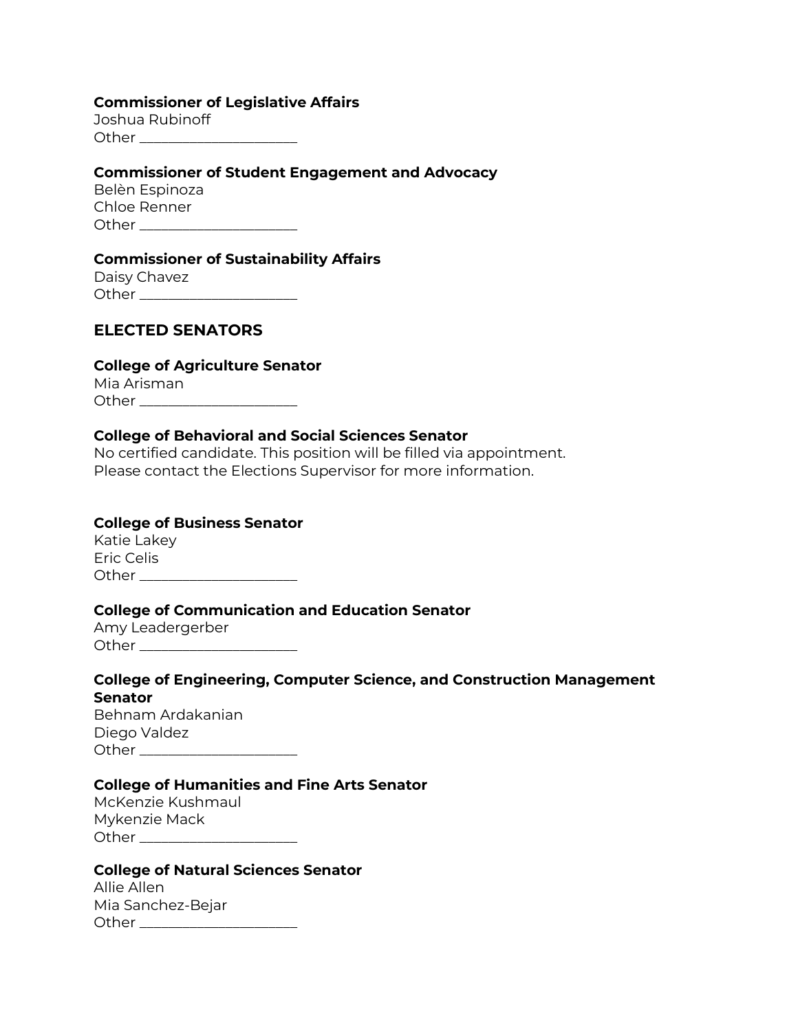**Commissioner of Legislative Affairs**
Joshua Rubinoff
Other ____________________

**Commissioner of Student Engagement and Advocacy**
Belèn Espinoza
Chloe Renner
Other ____________________

**Commissioner of Sustainability Affairs**
Daisy Chavez
Other ____________________

## ELECTED SENATORS

**College of Agriculture Senator**
Mia Arisman
Other ____________________

**College of Behavioral and Social Sciences Senator**
No certified candidate. This position will be filled via appointment.
Please contact the Elections Supervisor for more information.

**College of Business Senator**
Katie Lakey
Eric Celis
Other ____________________

**College of Communication and Education Senator**
Amy Leadergerber
Other ____________________

**College of Engineering, Computer Science, and Construction Management Senator**
Behnam Ardakanian
Diego Valdez
Other ____________________

**College of Humanities and Fine Arts Senator**
McKenzie Kushmaul
Mykenzie Mack
Other ____________________

**College of Natural Sciences Senator**
Allie Allen
Mia Sanchez-Bejar
Other ____________________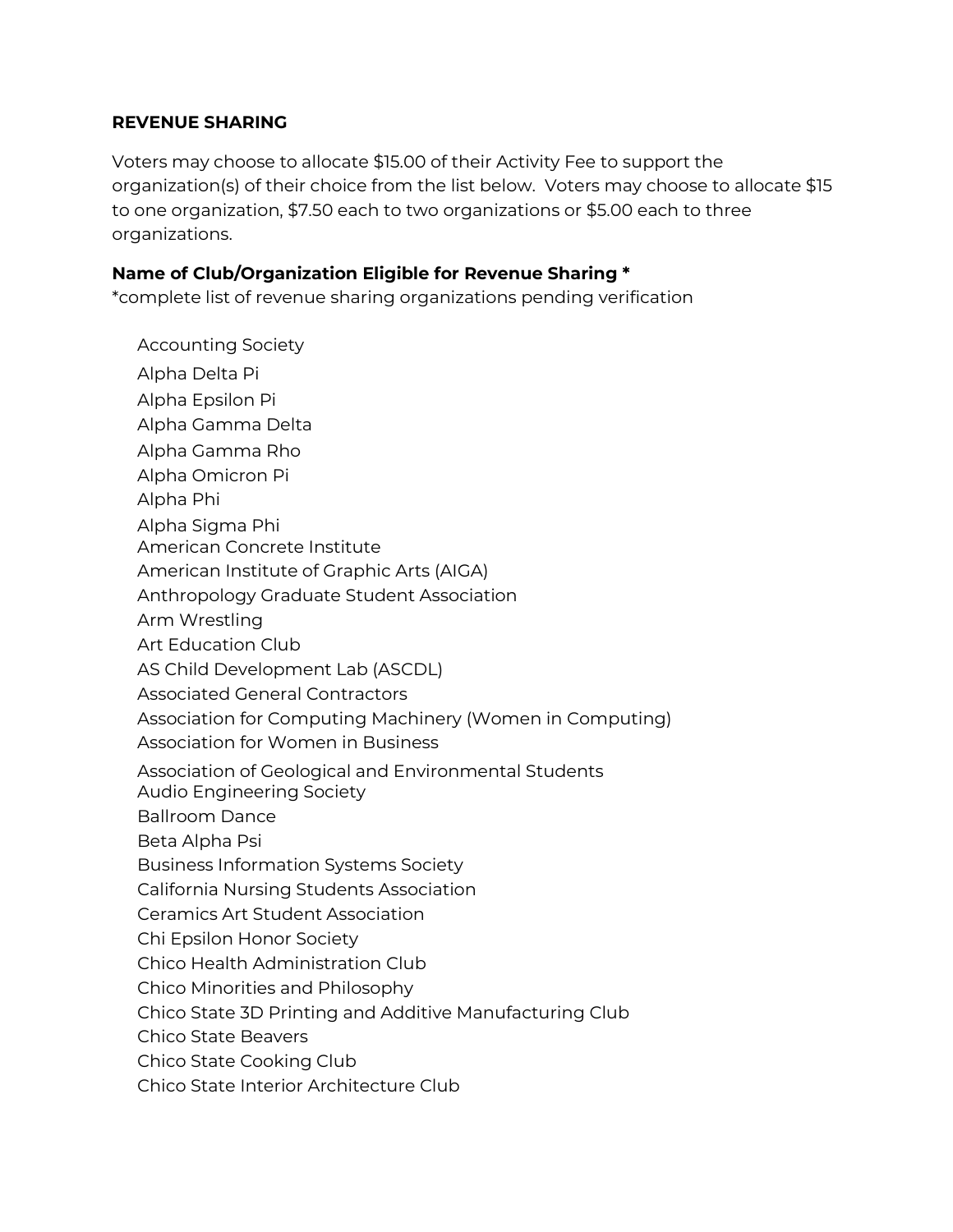**REVENUE SHARING**

Voters may choose to allocate $15.00 of their Activity Fee to support the organization(s) of their choice from the list below. Voters may choose to allocate $15 to one organization, $7.50 each to two organizations or $5.00 each to three organizations.

**Name of Club/Organization Eligible for Revenue Sharing ***
*complete list of revenue sharing organizations pending verification

- Accounting Society
- Alpha Delta Pi
- Alpha Epsilon Pi
- Alpha Gamma Delta
- Alpha Gamma Rho
- Alpha Omicron Pi
- Alpha Phi
- Alpha Sigma Phi
- American Concrete Institute
- American Institute of Graphic Arts (AIGA)
- Anthropology Graduate Student Association
- Arm Wrestling
- Art Education Club
- AS Child Development Lab (ASCDL)
- Associated General Contractors
- Association for Computing Machinery (Women in Computing)
- Association for Women in Business
- Association of Geological and Environmental Students
- Audio Engineering Society
- Ballroom Dance
- Beta Alpha Psi
- Business Information Systems Society
- California Nursing Students Association
- Ceramics Art Student Association
- Chi Epsilon Honor Society
- Chico Health Administration Club
- Chico Minorities and Philosophy
- Chico State 3D Printing and Additive Manufacturing Club
- Chico State Beavers
- Chico State Cooking Club
- Chico State Interior Architecture Club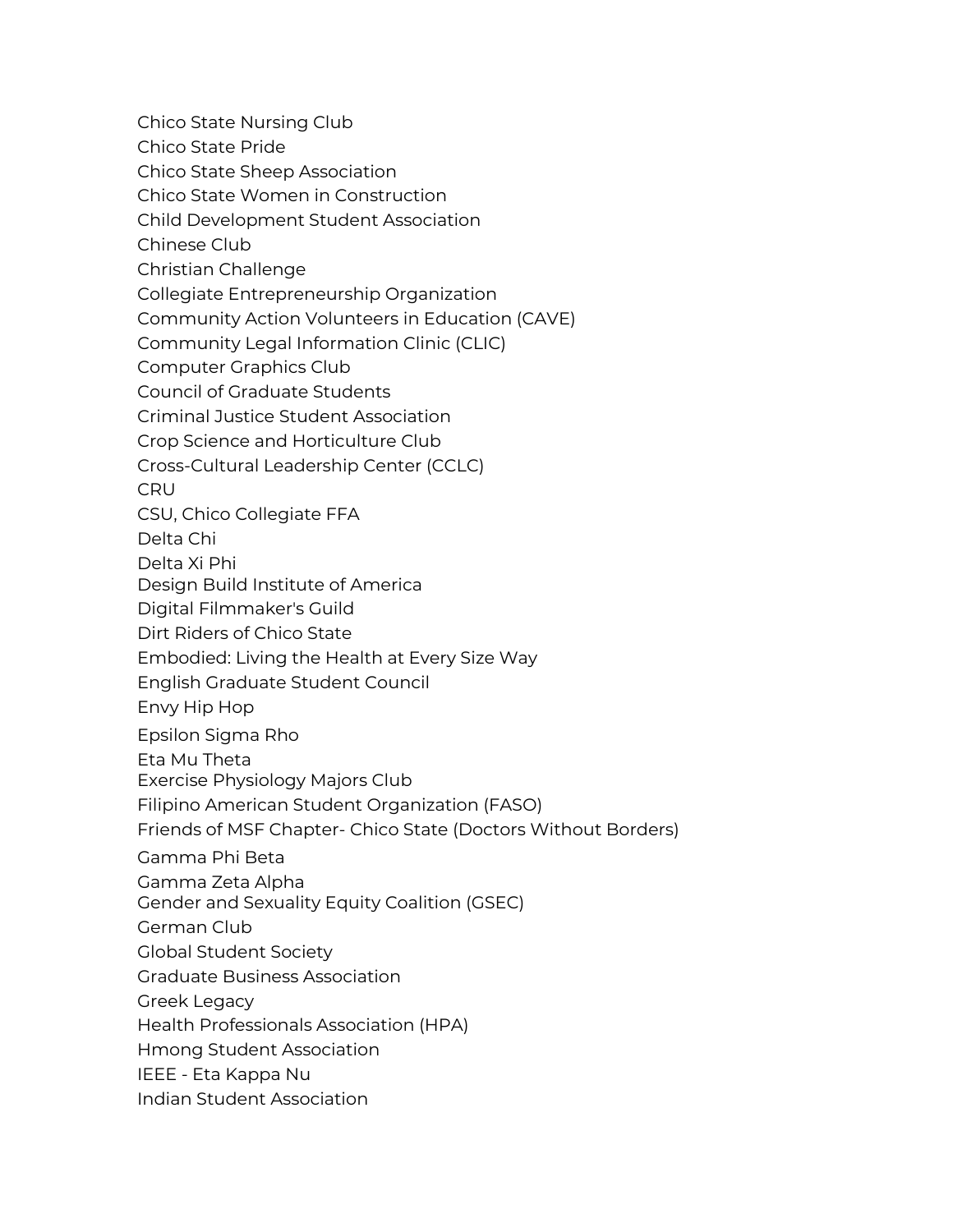Chico State Nursing Club
Chico State Pride
Chico State Sheep Association
Chico State Women in Construction
Child Development Student Association
Chinese Club
Christian Challenge
Collegiate Entrepreneurship Organization
Community Action Volunteers in Education (CAVE)
Community Legal Information Clinic (CLIC)
Computer Graphics Club
Council of Graduate Students
Criminal Justice Student Association
Crop Science and Horticulture Club
Cross-Cultural Leadership Center (CCLC)
CRU
CSU, Chico Collegiate FFA
Delta Chi
Delta Xi Phi
Design Build Institute of America
Digital Filmmaker's Guild
Dirt Riders of Chico State
Embodied: Living the Health at Every Size Way
English Graduate Student Council
Envy Hip Hop
Epsilon Sigma Rho
Eta Mu Theta
Exercise Physiology Majors Club
Filipino American Student Organization (FASO)
Friends of MSF Chapter- Chico State (Doctors Without Borders)
Gamma Phi Beta
Gamma Zeta Alpha
Gender and Sexuality Equity Coalition (GSEC)
German Club
Global Student Society
Graduate Business Association
Greek Legacy
Health Professionals Association (HPA)
Hmong Student Association
IEEE - Eta Kappa Nu
Indian Student Association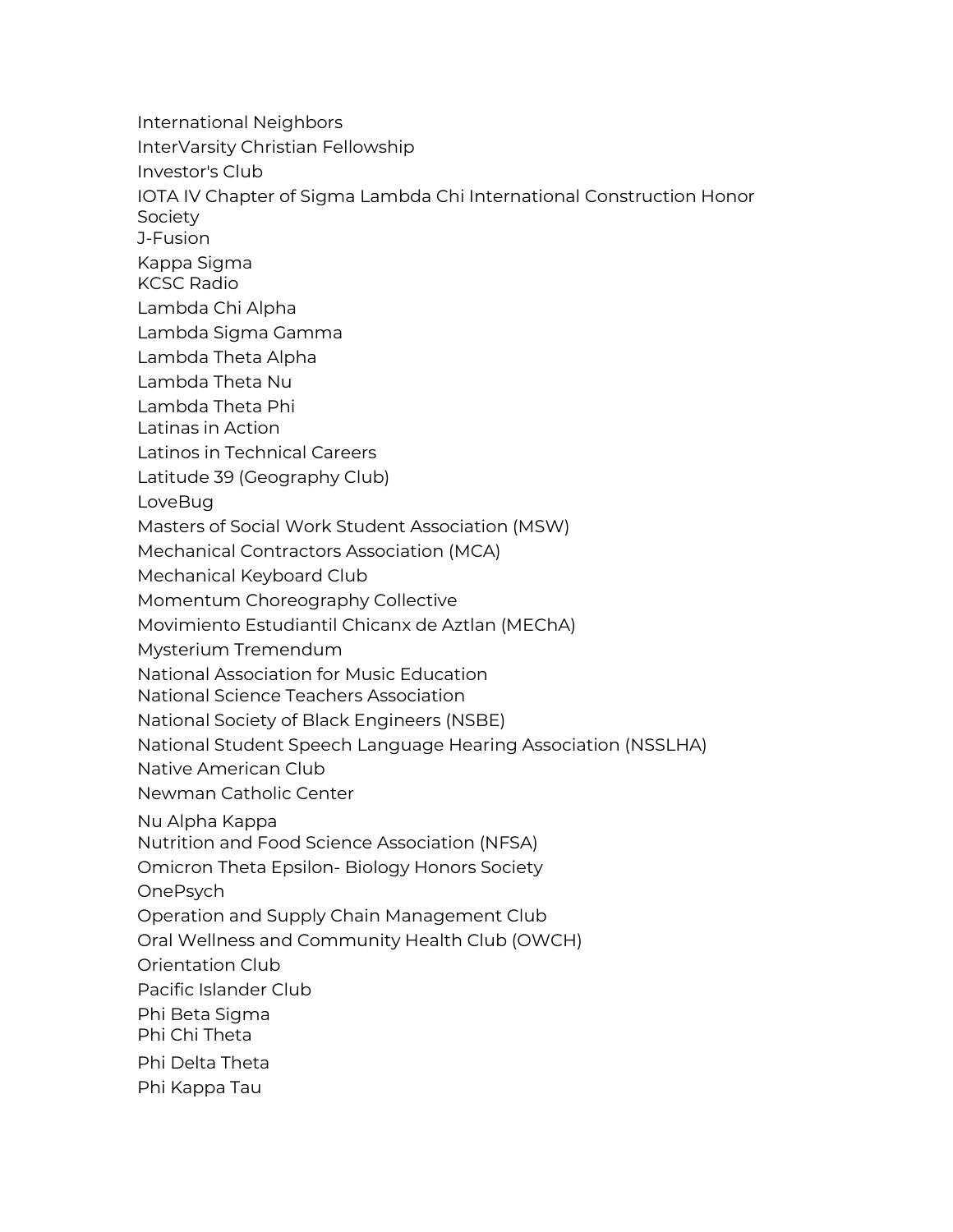International Neighbors
InterVarsity Christian Fellowship
Investor's Club
IOTA IV Chapter of Sigma Lambda Chi International Construction Honor Society
J-Fusion
Kappa Sigma
KCSC Radio
Lambda Chi Alpha
Lambda Sigma Gamma
Lambda Theta Alpha
Lambda Theta Nu
Lambda Theta Phi
Latinas in Action
Latinos in Technical Careers
Latitude 39 (Geography Club)
LoveBug
Masters of Social Work Student Association (MSW)
Mechanical Contractors Association (MCA)
Mechanical Keyboard Club
Momentum Choreography Collective
Movimiento Estudiantil Chicanx de Aztlan (MEChA)
Mysterium Tremendum
National Association for Music Education
National Science Teachers Association
National Society of Black Engineers (NSBE)
National Student Speech Language Hearing Association (NSSLHA)
Native American Club
Newman Catholic Center
Nu Alpha Kappa
Nutrition and Food Science Association (NFSA)
Omicron Theta Epsilon- Biology Honors Society
OnePsych
Operation and Supply Chain Management Club
Oral Wellness and Community Health Club (OWCH)
Orientation Club
Pacific Islander Club
Phi Beta Sigma
Phi Chi Theta
Phi Delta Theta
Phi Kappa Tau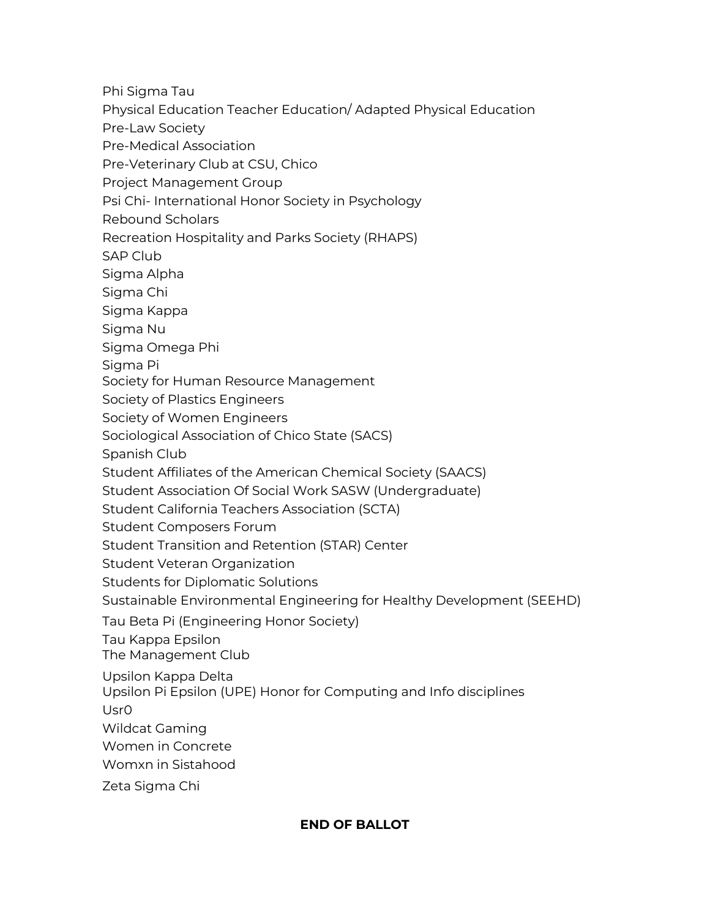Phi Sigma Tau

Physical Education Teacher Education/ Adapted Physical Education

Pre-Law Society

Pre-Medical Association

Pre-Veterinary Club at CSU, Chico

Project Management Group

Psi Chi- International Honor Society in Psychology

Rebound Scholars

Recreation Hospitality and Parks Society (RHAPS)

SAP Club

Sigma Alpha

Sigma Chi

Sigma Kappa

Sigma Nu

Sigma Omega Phi

Sigma Pi

Society for Human Resource Management

Society of Plastics Engineers

Society of Women Engineers

Sociological Association of Chico State (SACS)

Spanish Club

Student Affiliates of the American Chemical Society (SAACS)

Student Association Of Social Work SASW (Undergraduate)

Student California Teachers Association (SCTA)

Student Composers Forum

Student Transition and Retention (STAR) Center

Student Veteran Organization

Students for Diplomatic Solutions

Sustainable Environmental Engineering for Healthy Development (SEEHD)

Tau Beta Pi (Engineering Honor Society)

Tau Kappa Epsilon

The Management Club

Upsilon Kappa Delta

Upsilon Pi Epsilon (UPE) Honor for Computing and Info disciplines

Usr0

Wildcat Gaming

Women in Concrete

Womxn in Sistahood

Zeta Sigma Chi

**END OF BALLOT**